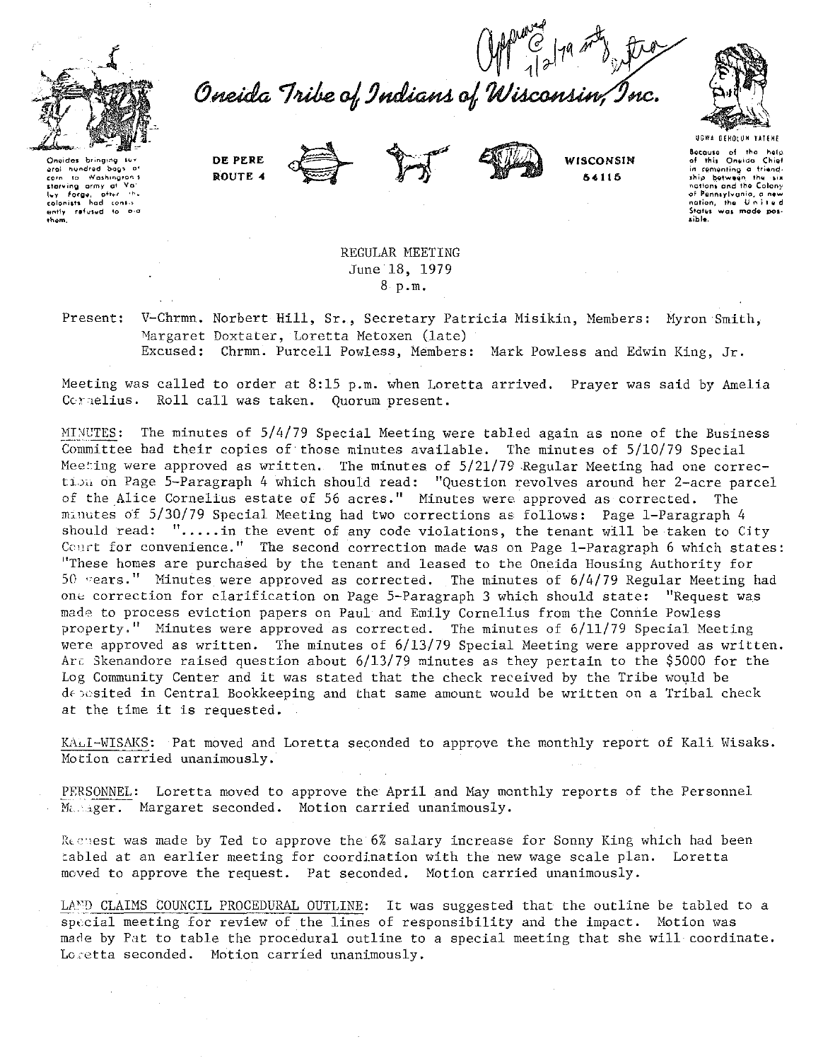Approved @ 1/2/79 mtg extra

Oneida Tribe of Indians of Wisconsin, Inc.

Oneidas bringing several hundred bags of corn to Washington's starving army at Valley Forge, after the colonists had consistently refused to aid them.

DE PERE ROUTE 4 WISCONSIN 54115

UGWA DEHOLUN YATEHE

Because of the help of this Oneida Chief in cementing a friendship between the six nations and the Colony of Pennsylvania, a new nation, the United States was made possible.

REGULAR MEETING
June 18, 1979
8 p.m.

Present: V-Chrmn. Norbert Hill, Sr., Secretary Patricia Misikin, Members: Myron Smith, Margaret Doxtater, Loretta Metoxen (late)
Excused: Chrmn. Purcell Powless, Members: Mark Powless and Edwin King, Jr.

Meeting was called to order at 8:15 p.m. when Loretta arrived. Prayer was said by Amelia Cornelius. Roll call was taken. Quorum present.

MINUTES: The minutes of 5/4/79 Special Meeting were tabled again as none of the Business Committee had their copies of those minutes available. The minutes of 5/10/79 Special Meeting were approved as written. The minutes of 5/21/79 Regular Meeting had one correction on Page 5-Paragraph 4 which should read: "Question revolves around her 2-acre parcel of the Alice Cornelius estate of 56 acres." Minutes were approved as corrected. The minutes of 5/30/79 Special Meeting had two corrections as follows: Page 1-Paragraph 4 should read: ".....in the event of any code violations, the tenant will be taken to City Court for convenience." The second correction made was on Page 1-Paragraph 6 which states: "These homes are purchased by the tenant and leased to the Oneida Housing Authority for 50 years." Minutes were approved as corrected. The minutes of 6/4/79 Regular Meeting had one correction for clarification on Page 5-Paragraph 3 which should state: "Request was made to process eviction papers on Paul and Emily Cornelius from the Connie Powless property." Minutes were approved as corrected. The minutes of 6/11/79 Special Meeting were approved as written. The minutes of 6/13/79 Special Meeting were approved as written. Art Skenandore raised question about 6/13/79 minutes as they pertain to the $5000 for the Log Community Center and it was stated that the check received by the Tribe would be deposited in Central Bookkeeping and that same amount would be written on a Tribal check at the time it is requested.

KALI-WISAKS: Pat moved and Loretta seconded to approve the monthly report of Kali Wisaks. Motion carried unanimously.

PERSONNEL: Loretta moved to approve the April and May monthly reports of the Personnel Manager. Margaret seconded. Motion carried unanimously.

Request was made by Ted to approve the 6% salary increase for Sonny King which had been tabled at an earlier meeting for coordination with the new wage scale plan. Loretta moved to approve the request. Pat seconded. Motion carried unanimously.

LAND CLAIMS COUNCIL PROCEDURAL OUTLINE: It was suggested that the outline be tabled to a special meeting for review of the lines of responsibility and the impact. Motion was made by Pat to table the procedural outline to a special meeting that she will coordinate. Loretta seconded. Motion carried unanimously.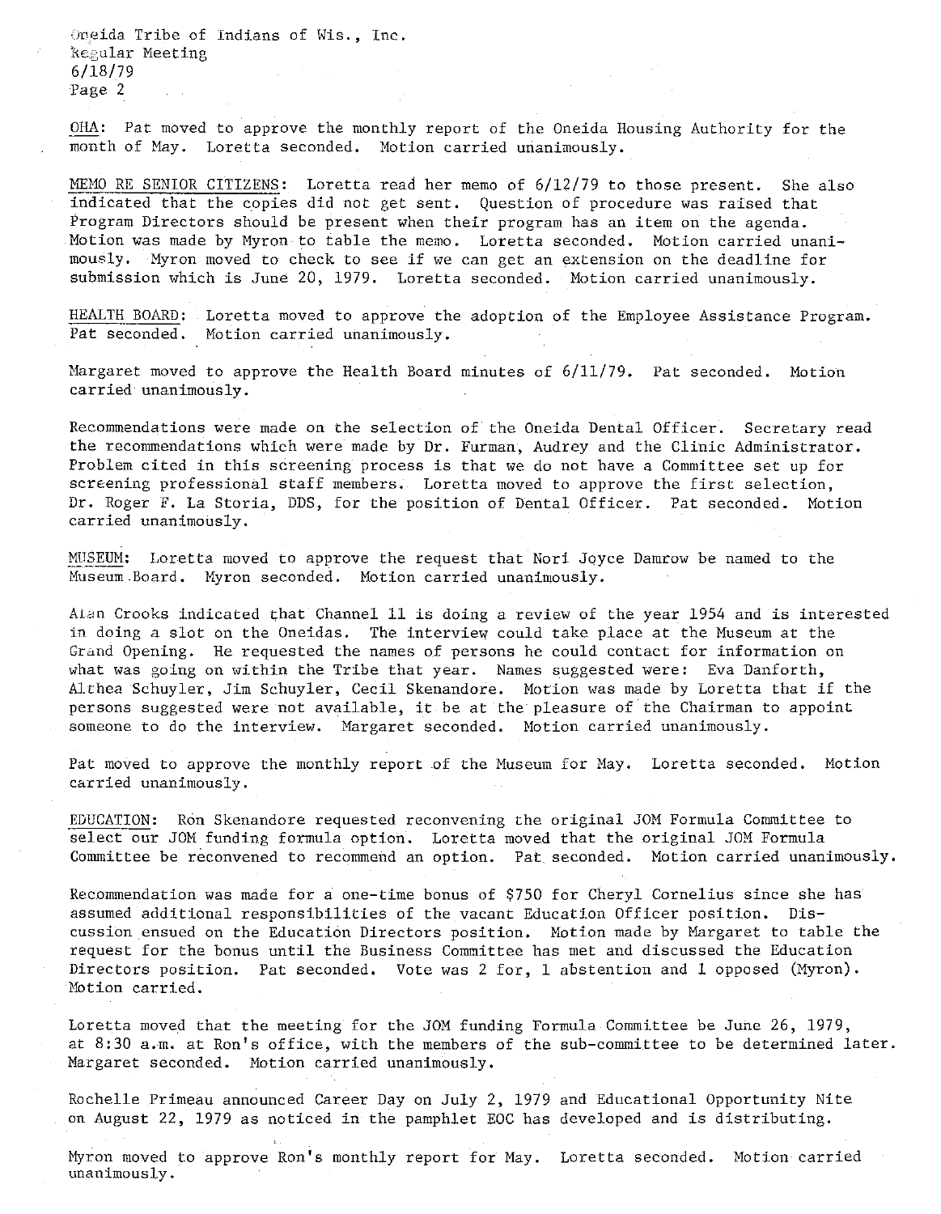OHA: Pat moved to approve the monthly report of the Oneida Housing Authority for the month of May. Loretta seconded. Motion carried unanimously.

MEMO RE SENIOR CITIZENS: Loretta read her memo of 6/12/79 to those present. She also indicated that the copies did not get sent. Question of procedure was raised that Program Directors should be present when their program has an item on the agenda. Motion was made by Myron to table the memo. Loretta seconded. Motion carried unanimously. Myron moved to check to see if we can get an extension on the deadline for submission which is June 20, 1979. Loretta seconded. Motion carried unanimously.

HEALTH BOARD: Loretta moved to approve the adoption of the Employee Assistance Program. Pat seconded. Motion carried unanimously.

Margaret moved to approve the Health Board minutes of 6/11/79. Pat seconded. Motion carried unanimously.

Recommendations were made on the selection of the Oneida Dental Officer. Secretary read the recommendations which were made by Dr. Furman, Audrey and the Clinic Administrator. Problem cited in this screening process is that we do not have a Committee set up for screening professional staff members. Loretta moved to approve the first selection, Dr. Roger F. La Storia, DDS, for the position of Dental Officer. Pat seconded. Motion carried unanimously.

MUSEUM: Loretta moved to approve the request that Nori Joyce Damrow be named to the Museum Board. Myron seconded. Motion carried unanimously.

Alan Crooks indicated that Channel 11 is doing a review of the year 1954 and is interested in doing a slot on the Oneidas. The interview could take place at the Museum at the Grand Opening. He requested the names of persons he could contact for information on what was going on within the Tribe that year. Names suggested were: Eva Danforth, Althea Schuyler, Jim Schuyler, Cecil Skenandore. Motion was made by Loretta that if the persons suggested were not available, it be at the pleasure of the Chairman to appoint someone to do the interview. Margaret seconded. Motion carried unanimously.

Pat moved to approve the monthly report of the Museum for May. Loretta seconded. Motion carried unanimously.

EDUCATION: Ron Skenandore requested reconvening the original JOM Formula Committee to select our JOM funding formula option. Loretta moved that the original JOM Formula Committee be reconvened to recommend an option. Pat seconded. Motion carried unanimously.

Recommendation was made for a one-time bonus of $750 for Cheryl Cornelius since she has assumed additional responsibilities of the vacant Education Officer position. Discussion ensued on the Education Directors position. Motion made by Margaret to table the request for the bonus until the Business Committee has met and discussed the Education Directors position. Pat seconded. Vote was 2 for, 1 abstention and 1 opposed (Myron). Motion carried.

Loretta moved that the meeting for the JOM funding Formula Committee be June 26, 1979, at 8:30 a.m. at Ron's office, with the members of the sub-committee to be determined later. Margaret seconded. Motion carried unanimously.

Rochelle Primeau announced Career Day on July 2, 1979 and Educational Opportunity Nite on August 22, 1979 as noticed in the pamphlet EOC has developed and is distributing.

Myron moved to approve Ron's monthly report for May. Loretta seconded. Motion carried unanimously.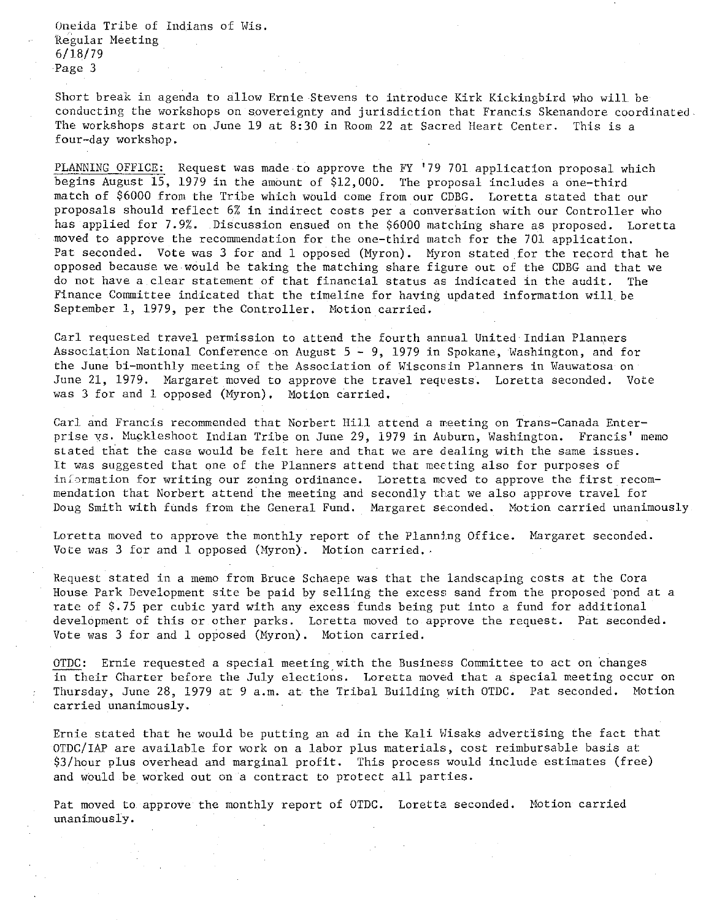Short break in agenda to allow Ernie Stevens to introduce Kirk Kickingbird who will be conducting the workshops on sovereignty and jurisdiction that Francis Skenandore coordinated. The workshops start on June 19 at 8:30 in Room 22 at Sacred Heart Center. This is a four-day workshop.

PLANNING OFFICE: Request was made to approve the FY '79 701 application proposal which begins August 15, 1979 in the amount of $12,000. The proposal includes a one-third match of $6000 from the Tribe which would come from our CDBG. Loretta stated that our proposals should reflect 6% in indirect costs per a conversation with our Controller who has applied for 7.9%. Discussion ensued on the $6000 matching share as proposed. Loretta moved to approve the recommendation for the one-third match for the 701 application. Pat seconded. Vote was 3 for and 1 opposed (Myron). Myron stated for the record that he opposed because we would be taking the matching share figure out of the CDBG and that we do not have a clear statement of that financial status as indicated in the audit. The Finance Committee indicated that the timeline for having updated information will be September 1, 1979, per the Controller. Motion carried.

Carl requested travel permission to attend the fourth annual United Indian Planners Association National Conference on August 5 - 9, 1979 in Spokane, Washington, and for the June bi-monthly meeting of the Association of Wisconsin Planners in Wauwatosa on June 21, 1979. Margaret moved to approve the travel requests. Loretta seconded. Vote was 3 for and 1 opposed (Myron). Motion carried.

Carl and Francis recommended that Norbert Hill attend a meeting on Trans-Canada Enterprise vs. Muckleshoot Indian Tribe on June 29, 1979 in Auburn, Washington. Francis' memo stated that the case would be felt here and that we are dealing with the same issues. It was suggested that one of the Planners attend that meeting also for purposes of information for writing our zoning ordinance. Loretta moved to approve the first recommendation that Norbert attend the meeting and secondly that we also approve travel for Doug Smith with funds from the General Fund. Margaret seconded. Motion carried unanimously

Loretta moved to approve the monthly report of the Planning Office. Margaret seconded. Vote was 3 for and 1 opposed (Myron). Motion carried.

Request stated in a memo from Bruce Schaepe was that the landscaping costs at the Cora House Park Development site be paid by selling the excess sand from the proposed pond at a rate of $.75 per cubic yard with any excess funds being put into a fund for additional development of this or other parks. Loretta moved to approve the request. Pat seconded. Vote was 3 for and 1 opposed (Myron). Motion carried.

OTDC: Ernie requested a special meeting with the Business Committee to act on changes in their Charter before the July elections. Loretta moved that a special meeting occur on Thursday, June 28, 1979 at 9 a.m. at the Tribal Building with OTDC. Pat seconded. Motion carried unanimously.

Ernie stated that he would be putting an ad in the Kali Wisaks advertising the fact that OTDC/IAP are available for work on a labor plus materials, cost reimbursable basis at $3/hour plus overhead and marginal profit. This process would include estimates (free) and would be worked out on a contract to protect all parties.

Pat moved to approve the monthly report of OTDC. Loretta seconded. Motion carried unanimously.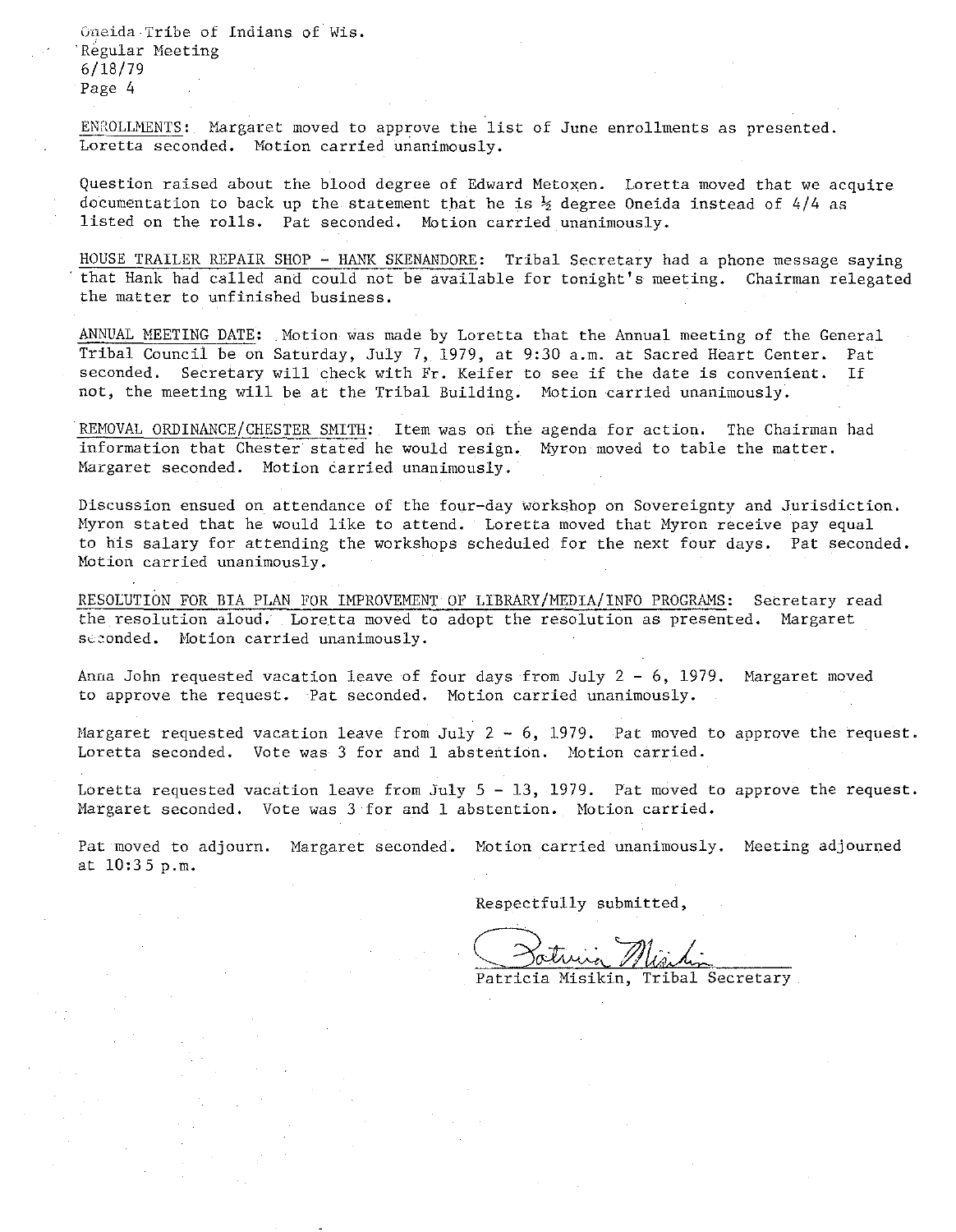ENROLLMENTS: Margaret moved to approve the list of June enrollments as presented. Loretta seconded. Motion carried unanimously.

Question raised about the blood degree of Edward Metoxen. Loretta moved that we acquire documentation to back up the statement that he is ½ degree Oneida instead of 4/4 as listed on the rolls. Pat seconded. Motion carried unanimously.

HOUSE TRAILER REPAIR SHOP - HANK SKENANDORE: Tribal Secretary had a phone message saying that Hank had called and could not be available for tonight's meeting. Chairman relegated the matter to unfinished business.

ANNUAL MEETING DATE: Motion was made by Loretta that the Annual meeting of the General Tribal Council be on Saturday, July 7, 1979, at 9:30 a.m. at Sacred Heart Center. Pat seconded. Secretary will check with Fr. Keifer to see if the date is convenient. If not, the meeting will be at the Tribal Building. Motion carried unanimously.

REMOVAL ORDINANCE/CHESTER SMITH: Item was on the agenda for action. The Chairman had information that Chester stated he would resign. Myron moved to table the matter. Margaret seconded. Motion carried unanimously.

Discussion ensued on attendance of the four-day workshop on Sovereignty and Jurisdiction. Myron stated that he would like to attend. Loretta moved that Myron receive pay equal to his salary for attending the workshops scheduled for the next four days. Pat seconded. Motion carried unanimously.

RESOLUTION FOR BIA PLAN FOR IMPROVEMENT OF LIBRARY/MEDIA/INFO PROGRAMS: Secretary read the resolution aloud. Loretta moved to adopt the resolution as presented. Margaret seconded. Motion carried unanimously.

Anna John requested vacation leave of four days from July 2 - 6, 1979. Margaret moved to approve the request. Pat seconded. Motion carried unanimously.

Margaret requested vacation leave from July 2 - 6, 1979. Pat moved to approve the request. Loretta seconded. Vote was 3 for and 1 abstention. Motion carried.

Loretta requested vacation leave from July 5 - 13, 1979. Pat moved to approve the request. Margaret seconded. Vote was 3 for and 1 abstention. Motion carried.

Pat moved to adjourn. Margaret seconded. Motion carried unanimously. Meeting adjourned at 10:35 p.m.

Respectfully submitted,

Patricia Misikin

Patricia Misikin, Tribal Secretary